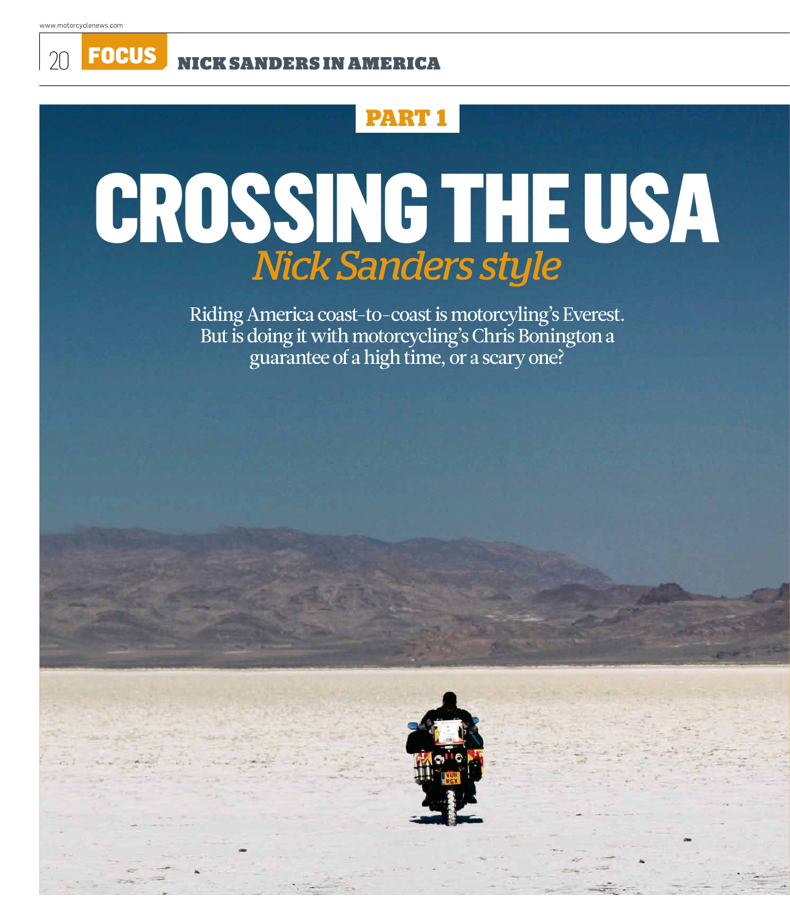PART 1

# CROSSING THE USA

## *Nick Sanders style*

Riding America coast-to-coast is motorcyling's Everest. But is doing it with motorcycling's Chris Bonington a guarantee of a high time, or a scary one?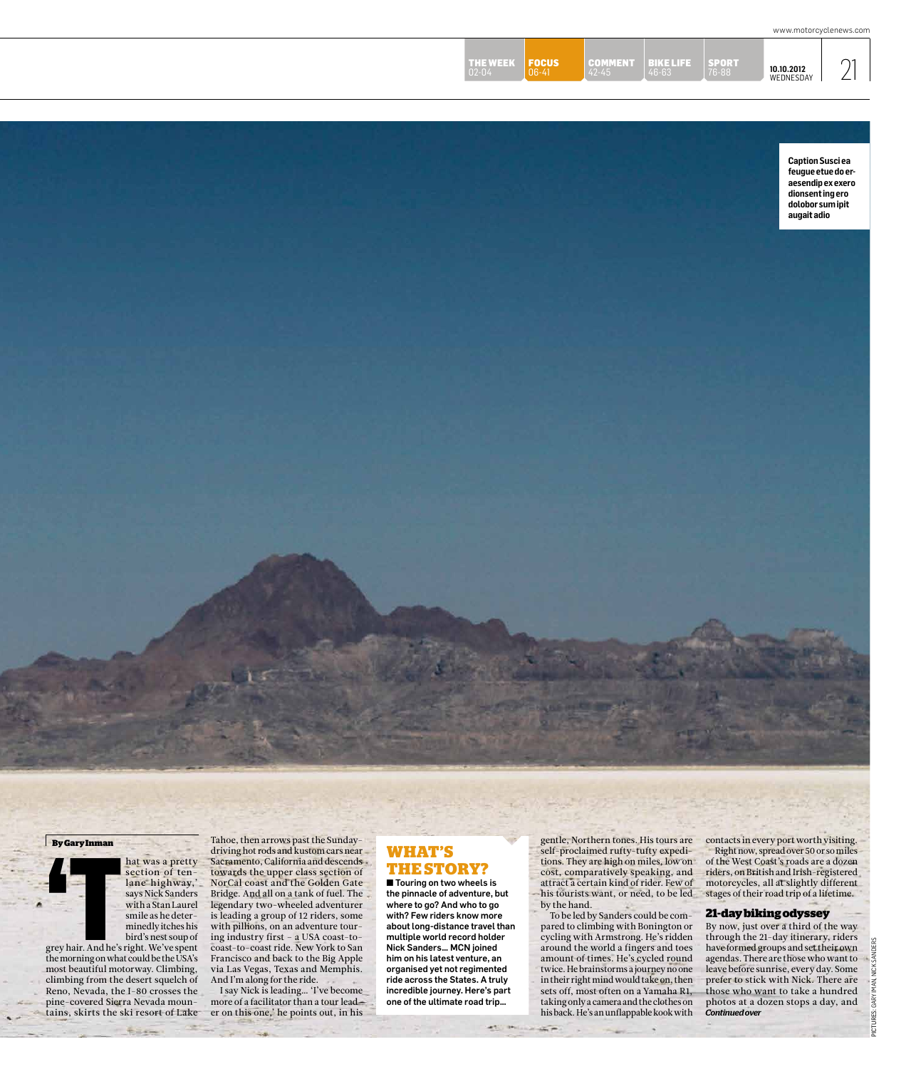Caption Susci ea feugue etue do er-aesendip ex exero dionsent ing ero dolobor sum ipit augait adio

By Gary Inman

'That was a pretty section of ten-lane highway,' says Nick Sanders with a Stan Laurel smile as he determinedly itches his bird's nest soup of grey hair. And he's right. We've spent the morning on what could be the USA's most beautiful motorway. Climbing, climbing from the desert squelch of Reno, Nevada, the I-80 crosses the pine-covered Sierra Nevada mountains, skirts the ski resort of Lake Tahoe, then arrows past the Sunday-driving hot rods and kustom cars near Sacramento, California and descends towards the upper class section of NorCal coast and the Golden Gate Bridge. And all on a tank of fuel. The legendary two-wheeled adventurer is leading a group of 12 riders, some with pillions, on an adventure touring industry first – a USA coast-to-coast-to-coast ride. New York to San Francisco and back to the Big Apple via Las Vegas, Texas and Memphis. And I'm along for the ride.

I say Nick is leading... 'I've become more of a facilitator than a tour leader on this one,' he points out, in his gentle, Northern tones. His tours are self-proclaimed rufty-tufty expeditions. They are high on miles, low on cost, comparatively speaking, and attract a certain kind of rider. Few of his tourists want, or need, to be led by the hand.

To be led by Sanders could be compared to climbing with Bonington or cycling with Armstrong. He's ridden around the world a fingers and toes amount of times. He's cycled round twice. He brainstorms a journey no one in their right mind would take on, then sets off, most often on a Yamaha R1, taking only a camera and the clothes on his back. He's an unflappable kook with contacts in every port worth visiting.

Right now, spread over 50 or so miles of the West Coast's roads are a dozen riders, on British and Irish-registered motorcycles, all at slightly different stages of their road trip of a lifetime.

## WHAT'S THE STORY?

■ **Touring on two wheels is the pinnacle of adventure, but where to go? And who to go with? Few riders know more about long-distance travel than multiple world record holder Nick Sanders... MCN joined him on his latest venture, an organised yet not regimented ride across the States. A truly incredible journey. Here's part one of the ultimate road trip...**

### 21-day biking odyssey

By now, just over a third of the way through the 21-day itinerary, riders have formed groups and set their own agendas. There are those who want to leave before sunrise, every day. Some prefer to stick with Nick. There are those who want to take a hundred photos at a dozen stops a day, and

***Continued over***

PICTURES: GARY INMAN, NICK SANDERS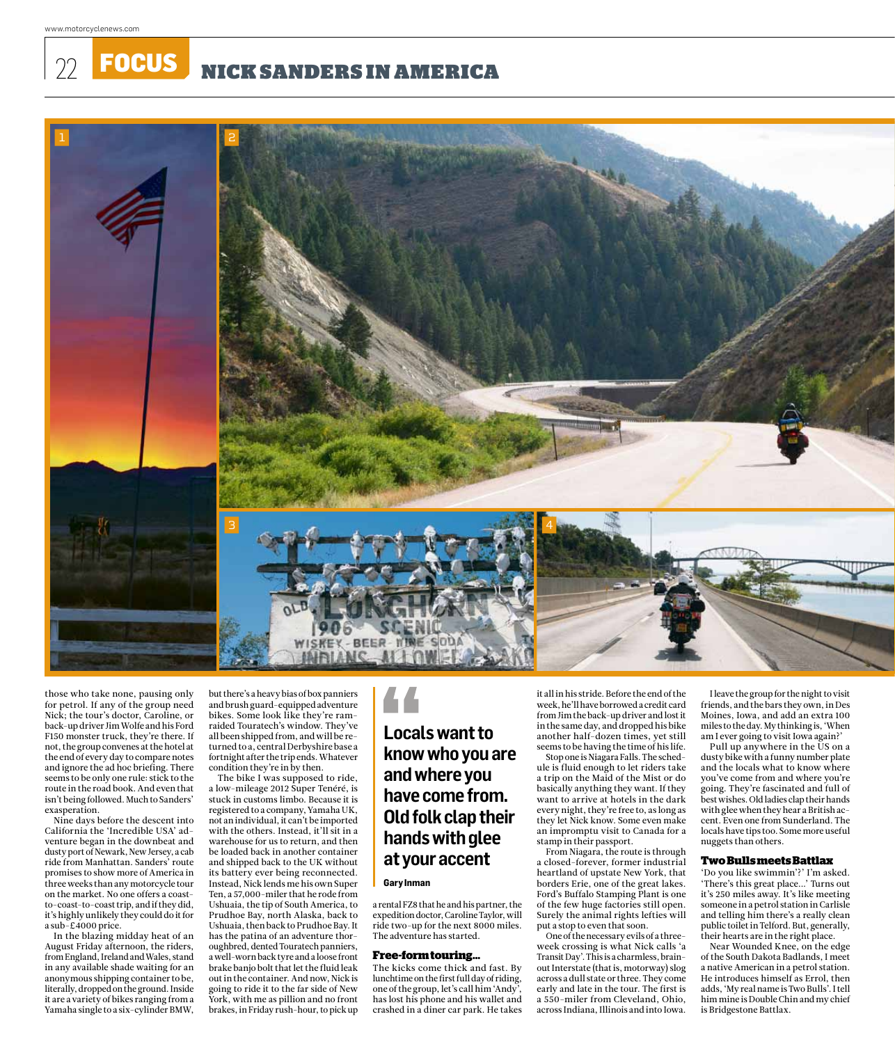those who take none, pausing only for petrol. If any of the group need Nick; the tour's doctor, Caroline, or back-up driver Jim Wolfe and his Ford F150 monster truck, they're there. If not, the group convenes at the hotel at the end of every day to compare notes and ignore the ad hoc briefing. There seems to be only one rule: stick to the route in the road book. And even that isn't being followed. Much to Sanders' exasperation.

Nine days before the descent into California the 'Incredible USA' adventure began in the downbeat and dusty port of Newark, New Jersey, a cab ride from Manhattan. Sanders' route promises to show more of America in three weeks than any motorcycle tour on the market. No one offers a coast-to-coast-to-coast trip, and if they did, it's highly unlikely they could do it for a sub-£4000 price.

In the blazing midday heat of an August Friday afternoon, the riders, from England, Ireland and Wales, stand in any available shade waiting for an anonymous shipping container to be, literally, dropped on the ground. Inside it are a variety of bikes ranging from a Yamaha single to a six-cylinder BMW, but there's a heavy bias of box panniers and brush guard-equipped adventure bikes. Some look like they're ram-raided Touratech's window. They've all been shipped from, and will be returned to a, central Derbyshire base a fortnight after the trip ends. Whatever condition they're in by then.

The bike I was supposed to ride, a low-mileage 2012 Super Ténéré, is stuck in customs limbo. Because it is registered to a company, Yamaha UK, not an individual, it can't be imported with the others. Instead, it'll sit in a warehouse for us to return, and then be loaded back in another container and shipped back to the UK without its battery ever being reconnected. Instead, Nick lends me his own Super Ten, a 57,000-miler that he rode from Ushuaia, the tip of South America, to Prudhoe Bay, north Alaska, back to Ushuaia, then back to Prudhoe Bay. It has the patina of an adventure thoroughbred, dented Touratech panniers, a well-worn back tyre and a loose front brake banjo bolt that let the fluid leak out in the container. And now, Nick is going to ride it to the far side of New York, with me as pillion and no front brakes, in Friday rush-hour, to pick up a rental FZ8 that he and his partner, the expedition doctor, Caroline Taylor, will ride two-up for the next 8000 miles. The adventure has started.

> **Locals want to know who you are and where you have come from. Old folk clap their hands with glee at your accent**
>
> **Gary Inman**

### Free-form touring...

The kicks come thick and fast. By lunchtime on the first full day of riding, one of the group, let's call him 'Andy', has lost his phone and his wallet and crashed in a diner car park. He takes it all in his stride. Before the end of the week, he'll have borrowed a credit card from Jim the back-up driver and lost it in the same day, and dropped his bike another half-dozen times, yet still seems to be having the time of his life.

Stop one is Niagara Falls. The schedule is fluid enough to let riders take a trip on the Maid of the Mist or do basically anything they want. If they want to arrive at hotels in the dark every night, they're free to, as long as they let Nick know. Some even make an impromptu visit to Canada for a stamp in their passport.

From Niagara, the route is through a closed-forever, former industrial heartland of upstate New York, that borders Erie, one of the great lakes. Ford's Buffalo Stamping Plant is one of the few huge factories still open. Surely the animal rights lefties will put a stop to even that soon.

One of the necessary evils of a three-week crossing is what Nick calls 'a Transit Day'. This is a charmless, brain-out Interstate (that is, motorway) slog across a dull state or three. They come early and late in the tour. The first is a 550-miler from Cleveland, Ohio, across Indiana, Illinois and into Iowa.

I leave the group for the night to visit friends, and the bars they own, in Des Moines, Iowa, and add an extra 100 miles to the day. My thinking is, 'When am I ever going to visit Iowa again?'

Pull up anywhere in the US on a dusty bike with a funny number plate and the locals what to know where you've come from and where you're going. They're fascinated and full of best wishes. Old ladies clap their hands with glee when they hear a British accent. Even one from Sunderland. The locals have tips too. Some more useful nuggets than others.

### Two Bulls meets Battlax

'Do you like swimmin'?' I'm asked. 'There's this great place...' Turns out it's 250 miles away. It's like meeting someone in a petrol station in Carlisle and telling him there's a really clean public toilet in Telford. But, generally, their hearts are in the right place.

Near Wounded Knee, on the edge of the South Dakota Badlands, I meet a native American in a petrol station. He introduces himself as Errol, then adds, 'My real name is Two Bulls'. I tell him mine is Double Chin and my chief is Bridgestone Battlax.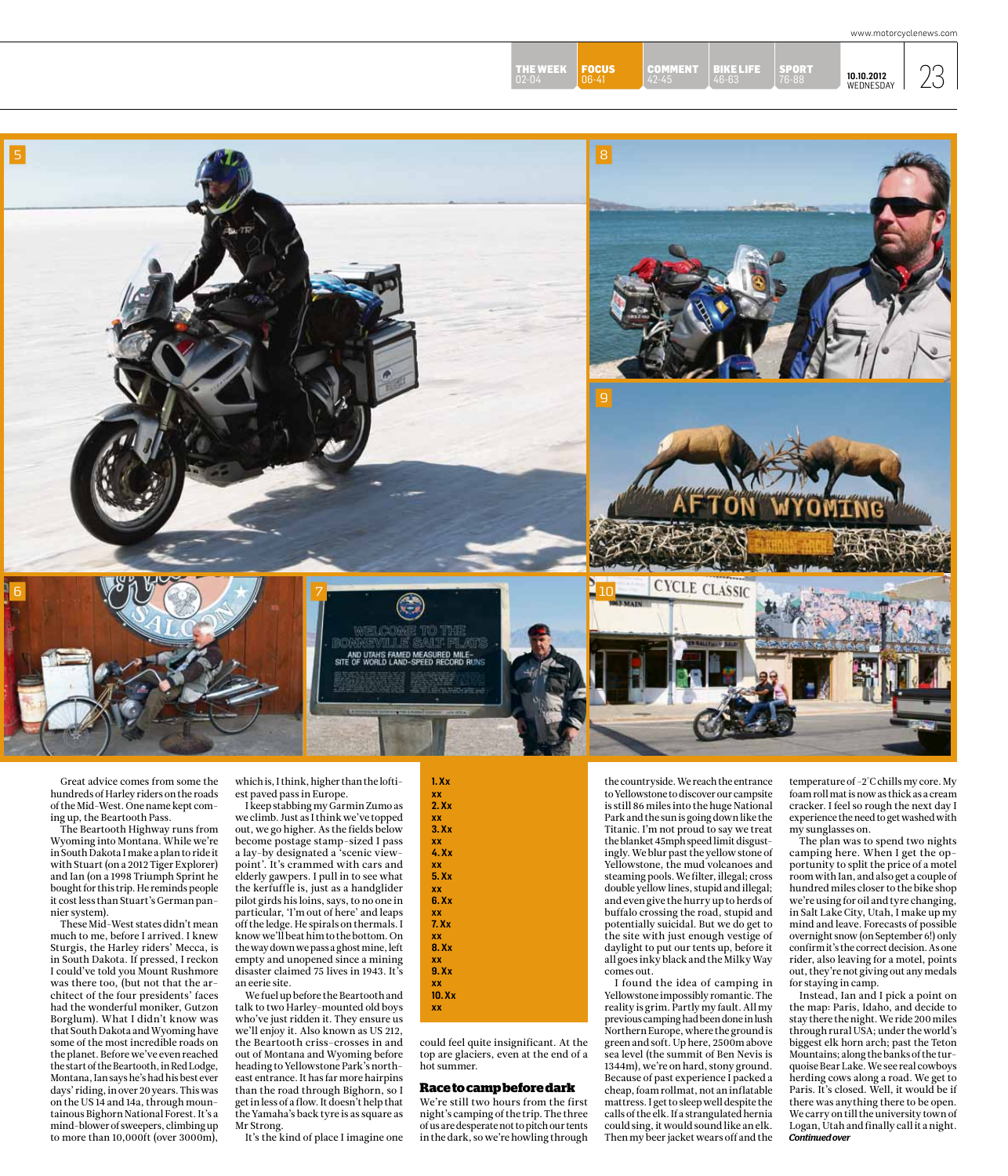Great advice comes from some the hundreds of Harley riders on the roads of the Mid-West. One name kept coming up, the Beartooth Pass.

The Beartooth Highway runs from Wyoming into Montana. While we're in South Dakota I make a plan to ride it with Stuart (on a 2012 Tiger Explorer) and Ian (on a 1998 Triumph Sprint he bought for this trip. He reminds people it cost less than Stuart's German pannier system).

These Mid-West states didn't mean much to me, before I arrived. I knew Sturgis, the Harley riders' Mecca, is in South Dakota. If pressed, I reckon I could've told you Mount Rushmore was there too, (but not that the architect of the four presidents' faces had the wonderful moniker, Gutzon Borglum). What I didn't know was that South Dakota and Wyoming have some of the most incredible roads on the planet. Before we've even reached the start of the Beartooth, in Red Lodge, Montana, Ian says he's had his best ever days' riding, in over 20 years. This was on the US 14 and 14a, through mountainous Bighorn National Forest. It's a mind-blower of sweepers, climbing up to more than 10,000ft (over 3000m), which is, I think, higher than the loftiest paved pass in Europe.

I keep stabbing my Garmin Zumo as we climb. Just as I think we've topped out, we go higher. As the fields below become postage stamp-sized I pass a lay-by designated a 'scenic viewpoint'. It's crammed with cars and elderly gawpers. I pull in to see what the kerfuffle is, just as a handglider pilot girds his loins, says, to no one in particular, 'I'm out of here' and leaps off the ledge. He spirals on thermals. I know we'll beat him to the bottom. On the way down we pass a ghost mine, left empty and unopened since a mining disaster claimed 75 lives in 1943. It's an eerie site.

We fuel up before the Beartooth and talk to two Harley-mounted old boys who've just ridden it. They ensure us we'll enjoy it. Also known as US 212, the Beartooth criss-crosses in and out of Montana and Wyoming before heading to Yellowstone Park's northeast entrance. It has far more hairpins than the road through Bighorn, so I get in less of a flow. It doesn't help that the Yamaha's back tyre is as square as Mr Strong.

It's the kind of place I imagine one could feel quite insignificant. At the top are glaciers, even at the end of a hot summer.

1. Xx
xx
2. Xx
xx
3. Xx
xx
4. Xx
xx
5. Xx
xx
6. Xx
xx
7. Xx
xx
8. Xx
xx
9. Xx
xx
10. Xx
xx

### Race to camp before dark

We're still two hours from the first night's camping of the trip. The three of us are desperate not to pitch our tents in the dark, so we're howling through the countryside. We reach the entrance to Yellowstone to discover our campsite is still 86 miles into the huge National Park and the sun is going down like the Titanic. I'm not proud to say we treat the blanket 45mph speed limit disgustingly. We blur past the yellow stone of Yellowstone, the mud volcanoes and steaming pools. We filter, illegal; cross double yellow lines, stupid and illegal; and even give the hurry up to herds of buffalo crossing the road, stupid and potentially suicidal. But we do get to the site with just enough vestige of daylight to put our tents up, before it all goes inky black and the Milky Way comes out.

I found the idea of camping in Yellowstone impossibly romantic. The reality is grim. Partly my fault. All my previous camping had been done in lush Northern Europe, where the ground is green and soft. Up here, 2500m above sea level (the summit of Ben Nevis is 1344m), we're on hard, stony ground. Because of past experience I packed a cheap, foam roll mat, not an inflatable mattress. I get to sleep well despite the calls of the elk. If a strangulated hernia could sing, it would sound like an elk. Then my beer jacket wears off and the temperature of -2°C chills my core. My foam roll mat is now as thick as a cream cracker. I feel so rough the next day I experience the need to get washed with my sunglasses on.

The plan was to spend two nights camping here. When I get the opportunity to split the price of a motel room with Ian, and also get a couple of hundred miles closer to the bike shop we're using for oil and tyre changing, in Salt Lake City, Utah, I make up my mind and leave. Forecasts of possible overnight snow (on September 6!) only confirm it's the correct decision. As one rider, also leaving for a motel, points out, they're not giving out any medals for staying in camp.

Instead, Ian and I pick a point on the map: Paris, Idaho, and decide to stay there the night. We ride 200 miles through rural USA; under the world's biggest elk horn arch; past the Teton Mountains; along the banks of the turquoise Bear Lake. We see real cowboys herding cows along a road. We get to Paris. It's closed. Well, it would be if there was anything there to be open. We carry on till the university town of Logan, Utah and finally call it a night.

***Continued over***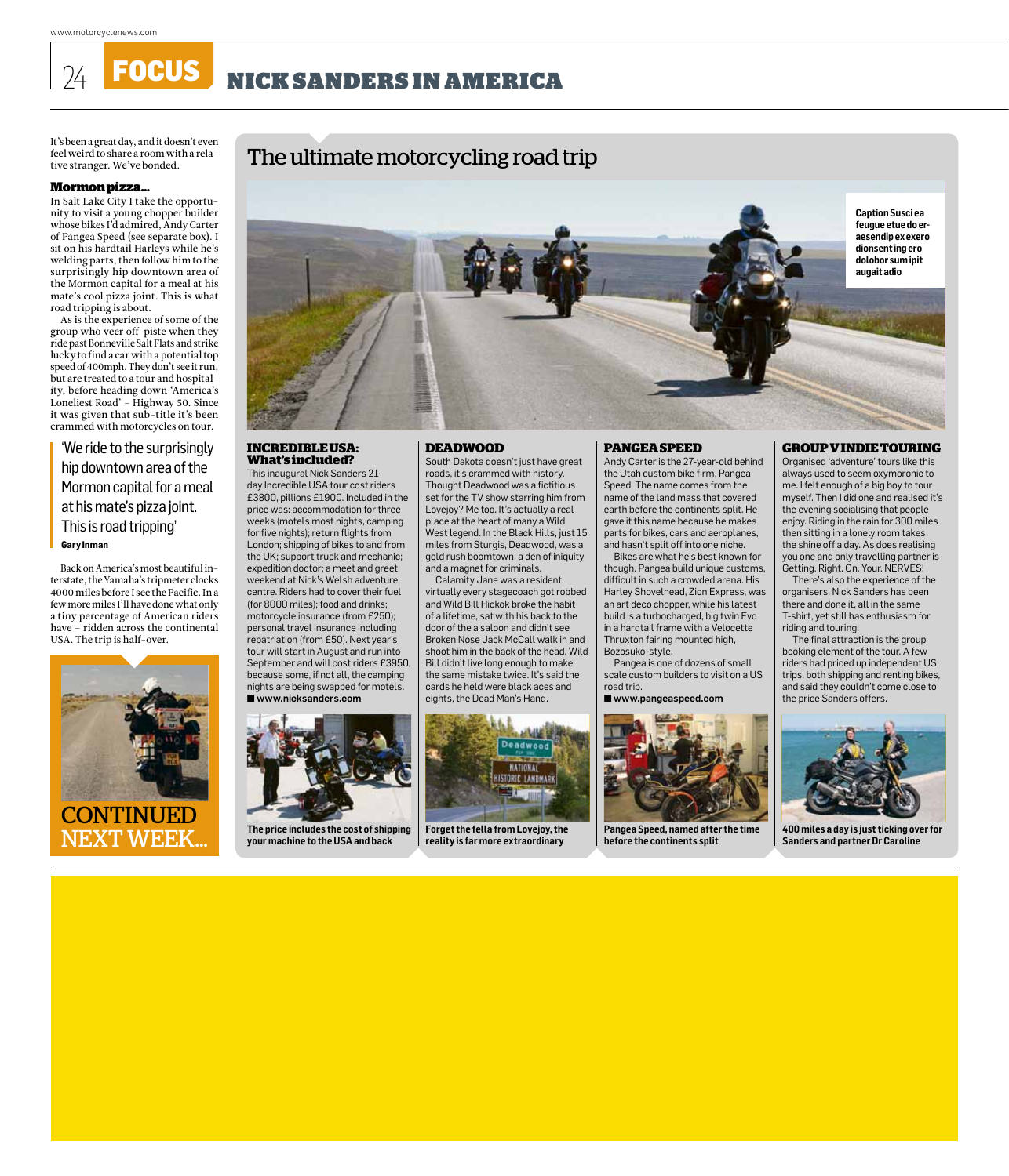# FOCUS NICK SANDERS IN AMERICA

It's been a great day, and it doesn't even feel weird to share a room with a relative stranger. We've bonded.

### Mormon pizza...

In Salt Lake City I take the opportunity to visit a young chopper builder whose bikes I'd admired, Andy Carter of Pangea Speed (see separate box). I sit on his hardtail Harleys while he's welding parts, then follow him to the surprisingly hip downtown area of the Mormon capital for a meal at his mate's cool pizza joint. This is what road tripping is about.

As is the experience of some of the group who veer off-piste when they ride past Bonneville Salt Flats and strike lucky to find a car with a potential top speed of 400mph. They don't see it run, but are treated to a tour and hospitality, before heading down 'America's Loneliest Road' – Highway 50. Since it was given that sub-title it's been crammed with motorcycles on tour.

> 'We ride to the surprisingly hip downtown area of the Mormon capital for a meal at his mate's pizza joint. This is road tripping'
> **Gary Inman**

Back on America's most beautiful interstate, the Yamaha's tripmeter clocks 4000 miles before I see the Pacific. In a few more miles I'll have done what only a tiny percentage of American riders have – ridden across the continental USA. The trip is half-over.

CONTINUED NEXT WEEK...

## The ultimate motorcycling road trip

Caption Susci ea feugue etue do er-aesendip ex exero dionsenting ero dolobor sum ipit augait adio

### INCREDIBLE USA: What's included?

This inaugural Nick Sanders 21-day Incredible USA tour cost riders £3800, pillions £1900. Included in the price was: accommodation for three weeks (motels most nights, camping for five nights); return flights from London; shipping of bikes to and from the UK; support truck and mechanic; expedition doctor; a meet and greet weekend at Nick's Welsh adventure centre. Riders had to cover their fuel (for 8000 miles); food and drinks; motorcycle insurance (from £250); personal travel insurance including repatriation (from £50). Next year's tour will start in August and run into September and will cost riders £3950, because some, if not all, the camping nights are being swapped for motels.
■ www.nicksanders.com

The price includes the cost of shipping your machine to the USA and back

### DEADWOOD

South Dakota doesn't just have great roads, it's crammed with history. Legendary Deadwood was a fictitious set for the TV show starring him from Lovejoy? Me too. It's actually a real place at the heart of many a Wild West legend. In the Black Hills, just 15 miles from Sturgis, Deadwood, was a gold rush boomtown, a den of iniquity and a magnet for criminals.

Calamity Jane was a resident, virtually every stagecoach got robbed and Wild Bill Hickok broke the habit of a lifetime, sat with his back to the door of the a saloon and didn't see Broken Nose Jack McCall walk in and shoot him in the back of the head. Wild Bill didn't live long enough to make the same mistake twice. It's said the cards he held were black aces and eights, the Dead Man's Hand.

Forget the fella from Lovejoy, the reality is far more extraordinary

### PANGEA SPEED

Andy Carter is the 27-year-old behind the Utah custom bike firm, Pangea Speed. The name comes from the name of the land mass that covered earth before the continents split. He gave it this name because he makes parts for bikes, cars and aeroplanes, and hasn't split off into one niche.

Bikes are what he's best known for though. Pangea build unique customs, difficult in such a crowded arena. His Harley Shovelhead, Zion Express, was an art deco chopper, while his latest build is a turbocharged, big twin Evo in a hardtail frame with a Velocette Thruxton fairing mounted high, Bozosuko-style.

Pangea is one of dozens of small scale custom builders to visit on a US road trip.
■ www.pangeaspeed.com

Pangea Speed, named after the time before the continents split

### GROUP V INDIE TOURING

Organised 'adventure' tours like this always used to seem oxymoronic to me. I felt enough of a big boy to tour myself. Then I did one and realised it's the evening socialising that people enjoy. Riding in the rain for 300 miles then sitting in a lonely room takes the shine off a day. As does realising you one and only travelling partner is Getting. Right. On. Your. NERVES!

There's also the experience of the organisers. Nick Sanders has been there and done it, all in the same T-shirt, yet still has enthusiasm for riding and touring.

The final attraction is the group booking element of the tour. A few riders had priced up independent US trips, both shipping and renting bikes, and said they couldn't come close to the price Sanders offers.

400 miles a day is just ticking over for Sanders and partner Dr Caroline